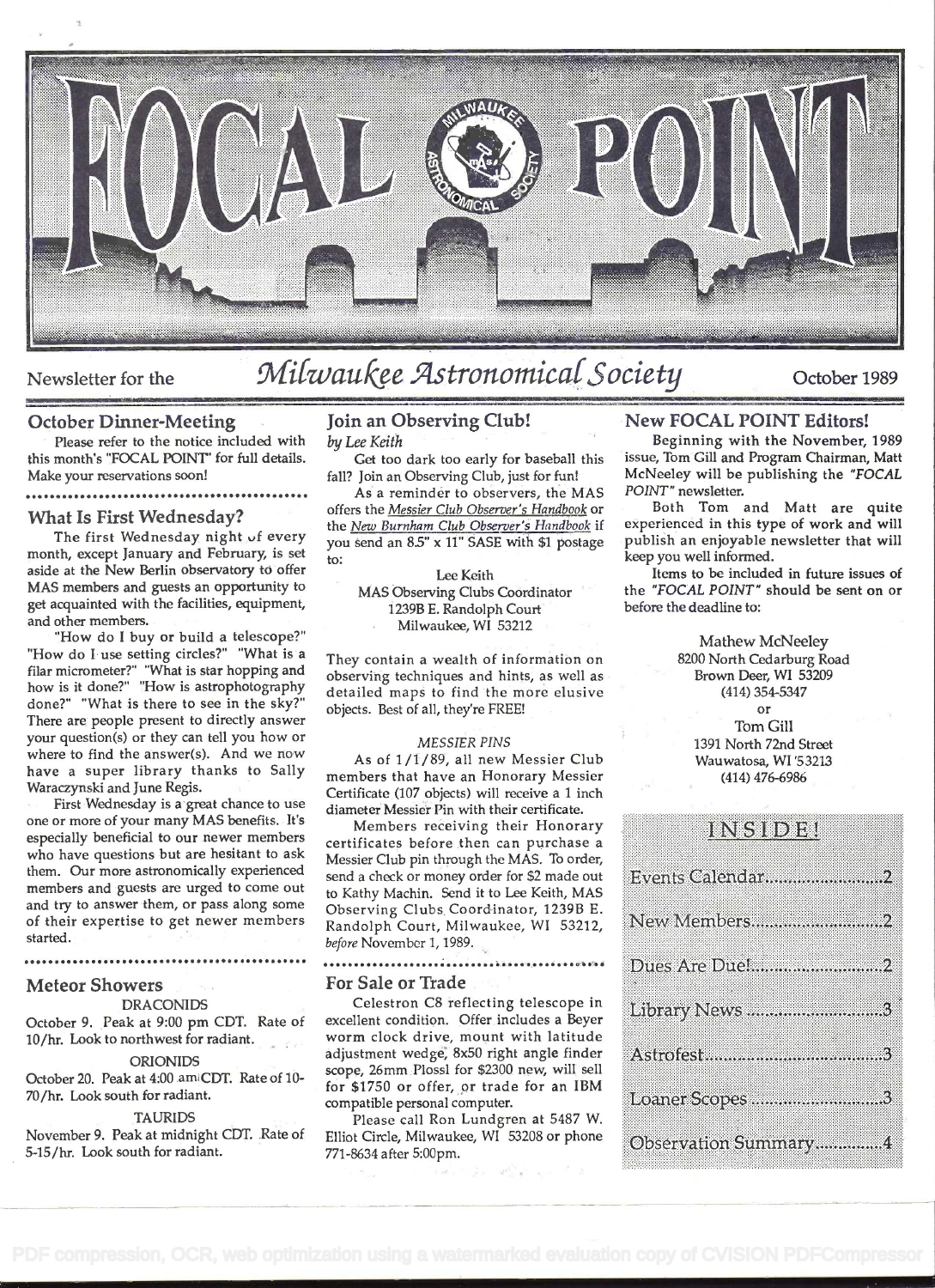# FOCAL POINT

Newsletter for the *Milwaukee Astronomical Society* October 1989

## October Dinner-Meeting

Please refer to the notice included with this month's "FOCAL POINT" for full details. Make your reservations soon!

## What Is First Wednesday?

The first Wednesday night of every month, except January and February, is set aside at the New Berlin observatory to offer MAS members and guests an opportunity to get acquainted with the facilities, equipment, and other members.

"How do I buy or build a telescope?" "How do I use setting circles?" "What is a filar micrometer?" "What is star hopping and how is it done?" "How is astrophotography done?" "What is there to see in the sky?" There are people present to directly answer your question(s) or they can tell you how or where to find the answer(s). And we now have a super library thanks to Sally Waraczynski and June Regis.

First Wednesday is a great chance to use one or more of your many MAS benefits. It's especially beneficial to our newer members who have questions but are hesitant to ask them. Our more astronomically experienced members and guests are urged to come out and try to answer them, or pass along some of their expertise to get newer members started.

## Meteor Showers

DRACONIDS

October 9. Peak at 9:00 pm CDT. Rate of 10/hr. Look to northwest for radiant.

ORIONIDS

October 20. Peak at 4:00 am CDT. Rate of 10-70/hr. Look south for radiant.

TAURIDS

November 9. Peak at midnight CDT. Rate of 5-15/hr. Look south for radiant.

## Join an Observing Club!

*by Lee Keith*

Get too dark too early for baseball this fall? Join an Observing Club, just for fun!

As a reminder to observers, the MAS offers the *Messier Club Observer's Handbook* or the *New Burnham Club Observer's Handbook* if you send an 8.5" x 11" SASE with $1 postage to:

Lee Keith
MAS Observing Clubs Coordinator
1239B E. Randolph Court
Milwaukee, WI 53212

They contain a wealth of information on observing techniques and hints, as well as detailed maps to find the more elusive objects. Best of all, they're FREE!

*MESSIER PINS*

As of 1/1/89, all new Messier Club members that have an Honorary Messier Certificate (107 objects) will receive a 1 inch diameter Messier Pin with their certificate.

Members receiving their Honorary certificates before then can purchase a Messier Club pin through the MAS. To order, send a check or money order for $2 made out to Kathy Machin. Send it to Lee Keith, MAS Observing Clubs Coordinator, 1239B E. Randolph Court, Milwaukee, WI 53212, *before* November 1, 1989.

## For Sale or Trade

Celestron C8 reflecting telescope in excellent condition. Offer includes a Beyer worm clock drive, mount with latitude adjustment wedge, 8x50 right angle finder scope, 26mm Plossl for $2300 new, will sell for $1750 or offer, or trade for an IBM compatible personal computer.

Please call Ron Lundgren at 5487 W. Elliot Circle, Milwaukee, WI 53208 or phone 771-8634 after 5:00pm.

## New FOCAL POINT Editors!

Beginning with the November, 1989 issue, Tom Gill and Program Chairman, Matt McNeeley will be publishing the *"FOCAL POINT"* newsletter.

Both Tom and Matt are quite experienced in this type of work and will publish an enjoyable newsletter that will keep you well informed.

Items to be included in future issues of the *"FOCAL POINT"* should be sent on or before the deadline to:

Mathew McNeeley
8200 North Cedarburg Road
Brown Deer, WI 53209
(414) 354-5347

or

Tom Gill
1391 North 72nd Street
Wauwatosa, WI 53213
(414) 476-6986

## INSIDE!

- Events Calendar........2
- New Members........2
- Dues Are Due!........2
- Library News........3
- Astrofest........3
- Loaner Scopes........3
- Observation Summary........4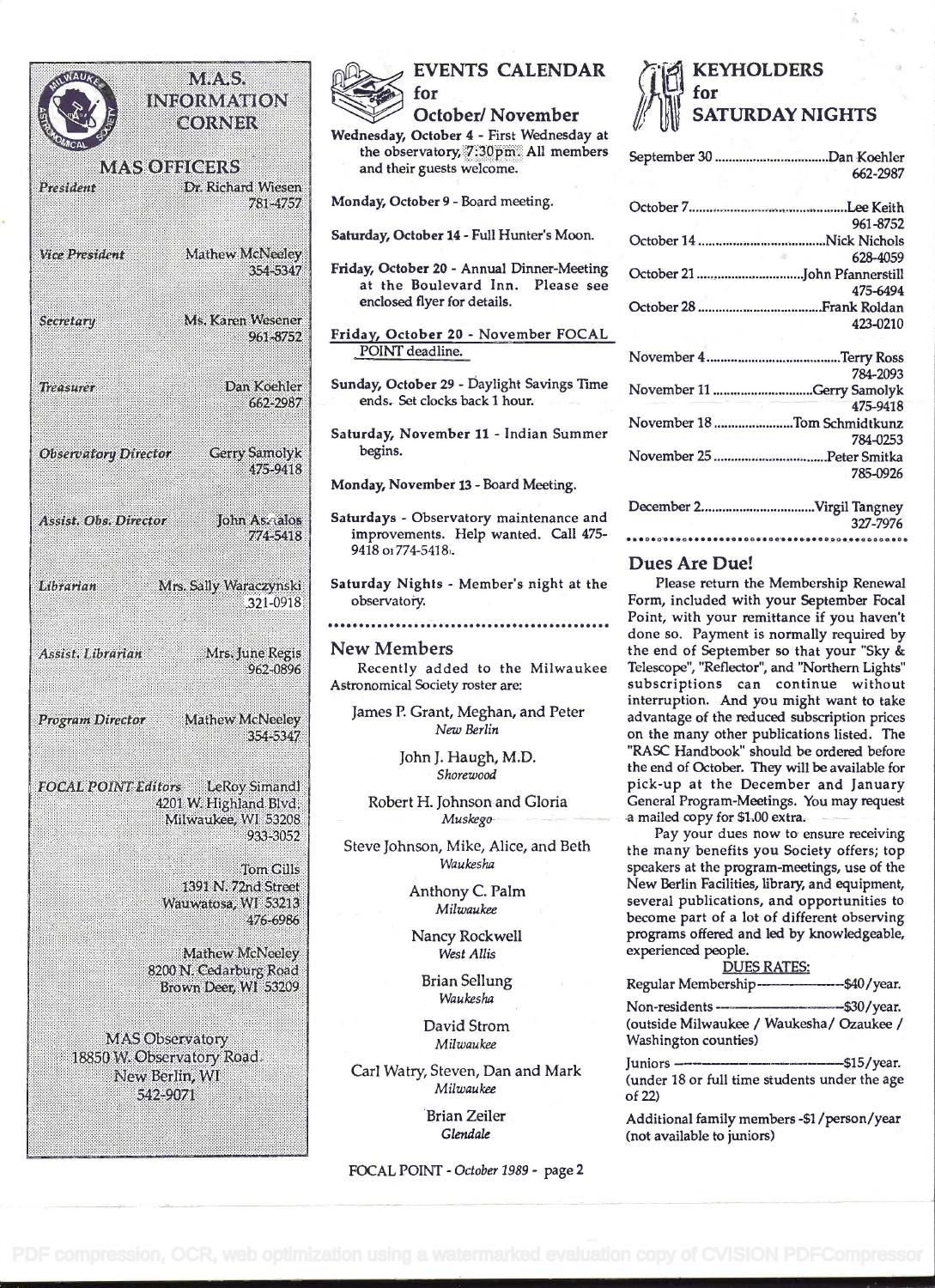# M.A.S. INFORMATION CORNER

## MAS OFFICERS

| | | |
|---|---|---|
| President | Dr. Richard Wiesen | 781-4757 |
| Vice President | Mathew McNeeley | 354-5347 |
| Secretary | Ms. Karen Wesener | 961-8752 |
| Treasurer | Dan Koehler | 662-2987 |
| Observatory Director | Gerry Samolyk | 475-9418 |
| Assist. Obs. Director | John Asztalos | 774-5418 |
| Librarian | Mrs. Sally Waraczynski | 321-0918 |
| Assist. Librarian | Mrs. June Regis | 962-0896 |
| Program Director | Mathew McNeeley | 354-5347 |

**FOCAL POINT Editors**

LeRoy Simandl
4201 W. Highland Blvd.
Milwaukee, WI 53208
933-3052

Tom Gills
1391 N. 72nd Street
Wauwatosa, WI 53213
476-6986

Mathew McNeeley
8200 N. Cedarburg Road
Brown Deer, WI 53209

MAS Observatory
18850 W. Observatory Road
New Berlin, WI
542-9071

## EVENTS CALENDAR for October/ November

**Wednesday, October 4** - First Wednesday at the observatory, 7:30pm. All members and their guests welcome.

**Monday, October 9** - Board meeting.

**Saturday, October 14** - Full Hunter's Moon.

**Friday, October 20** - Annual Dinner-Meeting at the Boulevard Inn. Please see enclosed flyer for details.

**Friday, October 20 - November FOCAL POINT deadline.**

**Sunday, October 29** - Daylight Savings Time ends. Set clocks back 1 hour.

**Saturday, November 11** - Indian Summer begins.

**Monday, November 13** - Board Meeting.

**Saturdays** - Observatory maintenance and improvements. Help wanted. Call 475-9418 or 774-5418.

**Saturday Nights** - Member's night at the observatory.

## New Members

Recently added to the Milwaukee Astronomical Society roster are:

James P. Grant, Meghan, and Peter
*New Berlin*

John J. Haugh, M.D.
*Shorewood*

Robert H. Johnson and Gloria
*Muskego*

Steve Johnson, Mike, Alice, and Beth
*Waukesha*

Anthony C. Palm
*Milwaukee*

Nancy Rockwell
*West Allis*

Brian Sellung
*Waukesha*

David Strom
*Milwaukee*

Carl Watry, Steven, Dan and Mark
*Milwaukee*

Brian Zeiler
*Glendale*

## KEYHOLDERS for SATURDAY NIGHTS

| Date | Keyholder | Phone |
|---|---|---|
| September 30 | Dan Koehler | 662-2987 |
| October 7 | Lee Keith | 961-8752 |
| October 14 | Nick Nichols | 628-4059 |
| October 21 | John Pfannerstill | 475-6494 |
| October 28 | Frank Roldan | 423-0210 |
| November 4 | Terry Ross | 784-2093 |
| November 11 | Gerry Samolyk | 475-9418 |
| November 18 | Tom Schmidtkunz | 784-0253 |
| November 25 | Peter Smitka | 785-0926 |
| December 2 | Virgil Tangney | 327-7976 |

## Dues Are Due!

Please return the Membership Renewal Form, included with your September Focal Point, with your remittance if you haven't done so. Payment is normally required by the end of September so that your "Sky & Telescope", "Reflector", and "Northern Lights" subscriptions can continue without interruption. And you might want to take advantage of the reduced subscription prices on the many other publications listed. The "RASC Handbook" should be ordered before the end of October. They will be available for pick-up at the December and January General Program-Meetings. You may request a mailed copy for $1.00 extra.

Pay your dues now to ensure receiving the many benefits you Society offers; top speakers at the program-meetings, use of the New Berlin Facilities, library, and equipment, several publications, and opportunities to become part of a lot of different observing programs offered and led by knowledgeable, experienced people.

**DUES RATES:**

Regular Membership---------------$40/year.

Non-residents ---------------------$30/year.
(outside Milwaukee / Waukesha/ Ozaukee / Washington counties)

Juniors ---------------------------$15/year.
(under 18 or full time students under the age of 22)

Additional family members -$1/person/year (not available to juniors)

FOCAL POINT - *October 1989*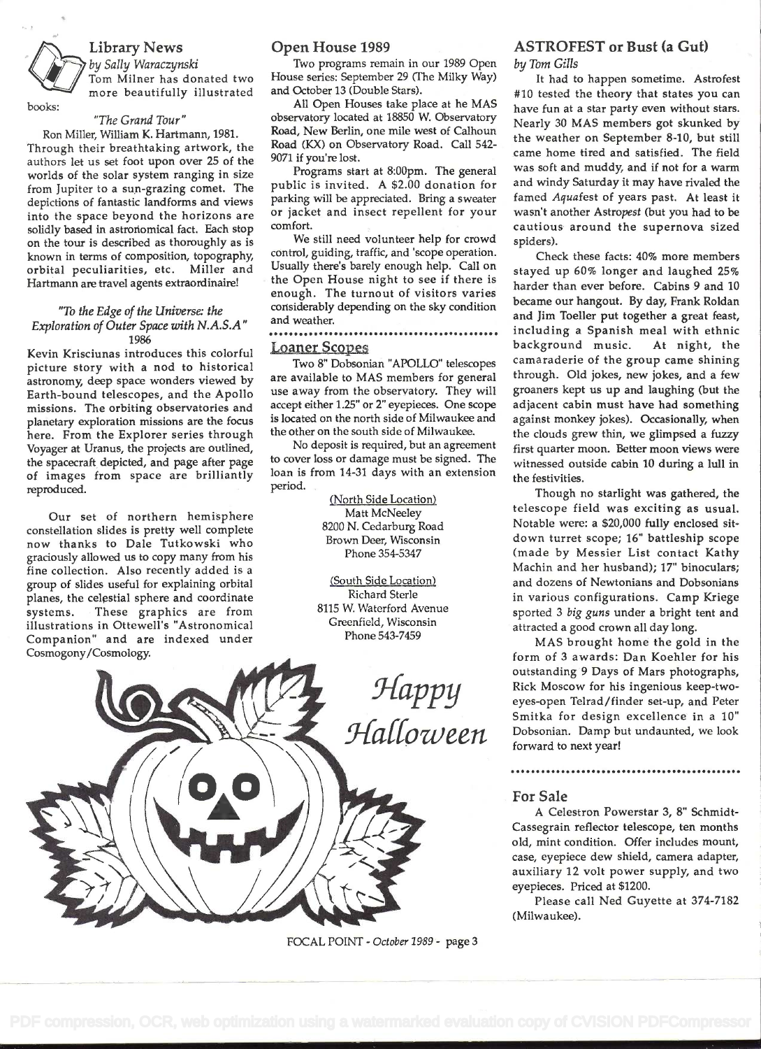## Library News

*by Sally Waraczynski*

Tom Milner has donated two more beautifully illustrated books:

*"The Grand Tour"*

Ron Miller, William K. Hartmann, 1981.

Through their breathtaking artwork, the authors let us set foot upon over 25 of the worlds of the solar system ranging in size from Jupiter to a sun-grazing comet. The depictions of fantastic landforms and views into the space beyond the horizons are solidly based in astronomical fact. Each stop on the tour is described as thoroughly as is known in terms of composition, topography, orbital peculiarities, etc. Miller and Hartmann are travel agents extraordinaire!

*"To the Edge of the Universe: the Exploration of Outer Space with N.A.S.A"*

1986

Kevin Krisciunas introduces this colorful picture story with a nod to historical astronomy, deep space wonders viewed by Earth-bound telescopes, and the Apollo missions. The orbiting observatories and planetary exploration missions are the focus here. From the Explorer series through Voyager at Uranus, the projects are outlined, the spacecraft depicted, and page after page of images from space are brilliantly reproduced.

Our set of northern hemisphere constellation slides is pretty well complete now thanks to Dale Tutkowski who graciously allowed us to copy many from his fine collection. Also recently added is a group of slides useful for explaining orbital planes, the celestial sphere and coordinate systems. These graphics are from illustrations in Ottewell's "Astronomical Companion" and are indexed under Cosmogony/Cosmology.

## Open House 1989

Two programs remain in our 1989 Open House series: September 29 (The Milky Way) and October 13 (Double Stars).

All Open Houses take place at he MAS observatory located at 18850 W. Observatory Road, New Berlin, one mile west of Calhoun Road (KX) on Observatory Road. Call 542-9071 if you're lost.

Programs start at 8:00pm. The general public is invited. A $2.00 donation for parking will be appreciated. Bring a sweater or jacket and insect repellent for your comfort.

We still need volunteer help for crowd control, guiding, traffic, and 'scope operation. Usually there's barely enough help. Call on the Open House night to see if there is enough. The turnout of visitors varies considerably depending on the sky condition and weather.

## Loaner Scopes

Two 8" Dobsonian "APOLLO" telescopes are available to MAS members for general use away from the observatory. They will accept either 1.25" or 2" eyepieces. One scope is located on the north side of Milwaukee and the other on the south side of Milwaukee.

No deposit is required, but an agreement to cover loss or damage must be signed. The loan is from 14-31 days with an extension period.

North Side Location
Matt McNeeley
8200 N. Cedarburg Road
Brown Deer, Wisconsin
Phone 354-5347

South Side Location
Richard Sterle
8115 W. Waterford Avenue
Greenfield, Wisconsin
Phone 543-7459

*Happy Halloween*

## ASTROFEST or Bust (a Gut)

*by Tom Gills*

It had to happen sometime. Astrofest #10 tested the theory that states you can have fun at a star party even without stars. Nearly 30 MAS members got skunked by the weather on September 8-10, but still came home tired and satisfied. The field was soft and muddy, and if not for a warm and windy Saturday it may have rivaled the famed *Aqua*fest of years past. At least it wasn't another Astro*pest* (but you had to be cautious around the supernova sized spiders).

Check these facts: 40% more members stayed up 60% longer and laughed 25% harder than ever before. Cabins 9 and 10 became our hangout. By day, Frank Roldan and Jim Toeller put together a great feast, including a Spanish meal with ethnic background music. At night, the camaraderie of the group came shining through. Old jokes, new jokes, and a few groaners kept us up and laughing (but the adjacent cabin must have had something against monkey jokes). Occasionally, when the clouds grew thin, we glimpsed a fuzzy first quarter moon. Better moon views were witnessed outside cabin 10 during a lull in the festivities.

Though no starlight was gathered, the telescope field was exciting as usual. Notable were: a $20,000 fully enclosed sit-down turret scope; 16" battleship scope (made by Messier List contact Kathy Machin and her husband); 17" binoculars; and dozens of Newtonians and Dobsonians in various configurations. Camp Kriege sported 3 *big guns* under a bright tent and attracted a good crown all day long.

MAS brought home the gold in the form of 3 awards: Dan Koehler for his outstanding 9 Days of Mars photographs, Rick Moscow for his ingenious keep-two-eyes-open Telrad/finder set-up, and Peter Smitka for design excellence in a 10" Dobsonian. Damp but undaunted, we look forward to next year!

## For Sale

A Celestron Powerstar 3, 8" Schmidt-Cassegrain reflector telescope, ten months old, mint condition. Offer includes mount, case, eyepiece dew shield, camera adapter, auxiliary 12 volt power supply, and two eyepieces. Priced at $1200.

Please call Ned Guyette at 374-7182 (Milwaukee).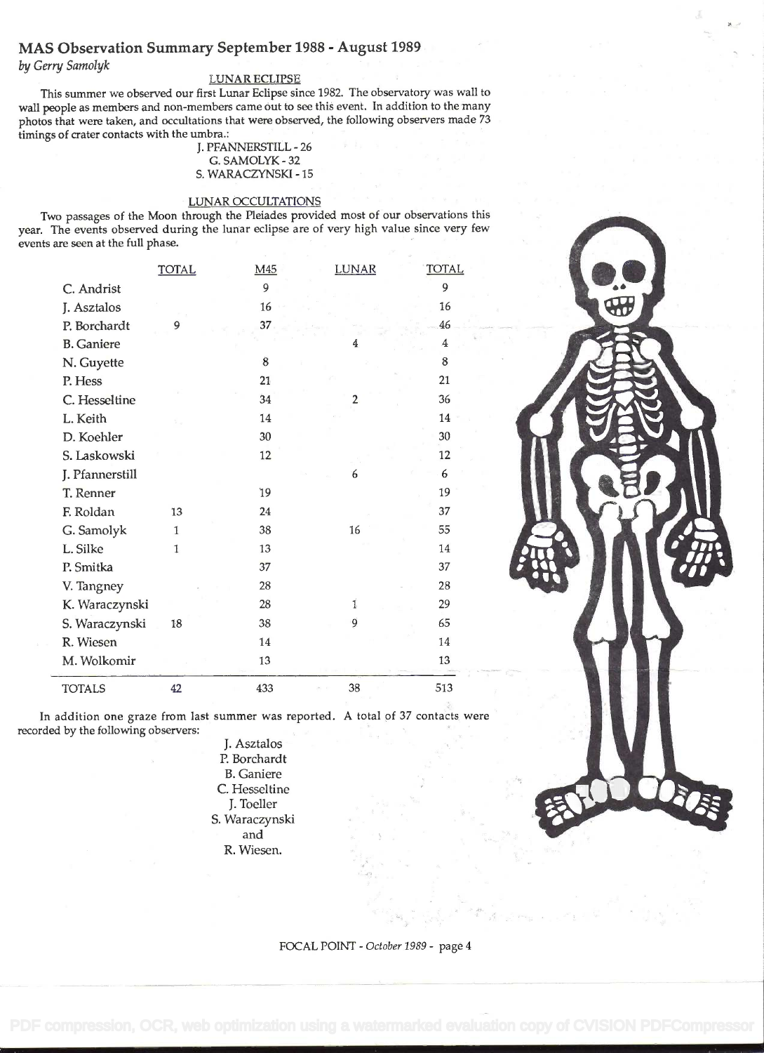## MAS Observation Summary September 1988 - August 1989

*by Gerry Samolyk*

### LUNAR ECLIPSE

This summer we observed our first Lunar Eclipse since 1982. The observatory was wall to wall people as members and non-members came out to see this event. In addition to the many photos that were taken, and occultations that were observed, the following observers made 73 timings of crater contacts with the umbra.:

J. PFANNERSTILL - 26
G. SAMOLYK - 32
S. WARACZYNSKI - 15

### LUNAR OCCULTATIONS

Two passages of the Moon through the Pleiades provided most of our observations this year. The events observed during the lunar eclipse are of very high value since very few events are seen at the full phase.

| | TOTAL | M45 | LUNAR | TOTAL |
|---|---|---|---|---|
| C. Andrist | | 9 | | 9 |
| J. Asztalos | | 16 | | 16 |
| P. Borchardt | 9 | 37 | | 46 |
| B. Ganiere | | | 4 | 4 |
| N. Guyette | | 8 | | 8 |
| P. Hess | | 21 | | 21 |
| C. Hesseltine | | 34 | 2 | 36 |
| L. Keith | | 14 | | 14 |
| D. Koehler | | 30 | | 30 |
| S. Laskowski | | 12 | | 12 |
| J. Pfannerstill | | | 6 | 6 |
| T. Renner | | 19 | | 19 |
| F. Roldan | 13 | 24 | | 37 |
| G. Samolyk | 1 | 38 | 16 | 55 |
| L. Silke | 1 | 13 | | 14 |
| P. Smitka | | 37 | | 37 |
| V. Tangney | | 28 | | 28 |
| K. Waraczynski | | 28 | 1 | 29 |
| S. Waraczynski | 18 | 38 | 9 | 65 |
| R. Wiesen | | 14 | | 14 |
| M. Wolkomir | | 13 | | 13 |
| TOTALS | 42 | 433 | 38 | 513 |

In addition one graze from last summer was reported. A total of 37 contacts were recorded by the following observers:

J. Asztalos
P. Borchardt
B. Ganiere
C. Hesseltine
J. Toeller
S. Waraczynski
and
R. Wiesen.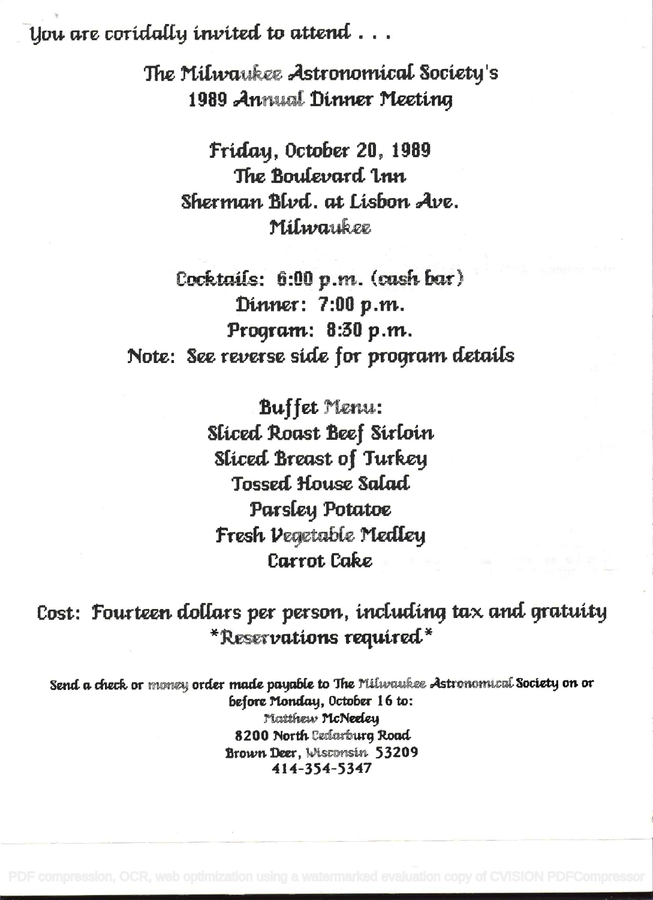You are coridally invited to attend . . .

# The Milwaukee Astronomical Society's 1989 Annual Dinner Meeting

Friday, October 20, 1989
The Boulevard Inn
Sherman Blvd. at Lisbon Ave.
Milwaukee

Cocktails: 6:00 p.m. (cash bar)
Dinner: 7:00 p.m.
Program: 8:30 p.m.
Note: See reverse side for program details

**Buffet Menu:**
Sliced Roast Beef Sirloin
Sliced Breast of Turkey
Tossed House Salad
Parsley Potatoe
Fresh Vegetable Medley
Carrot Cake

Cost: Fourteen dollars per person, including tax and gratuity
*Reservations required*

Send a check or money order made payable to The Milwaukee Astronomical Society on or before Monday, October 16 to:
Matthew McNeeley
8200 North Cedarburg Road
Brown Deer, Wisconsin 53209
414-354-5347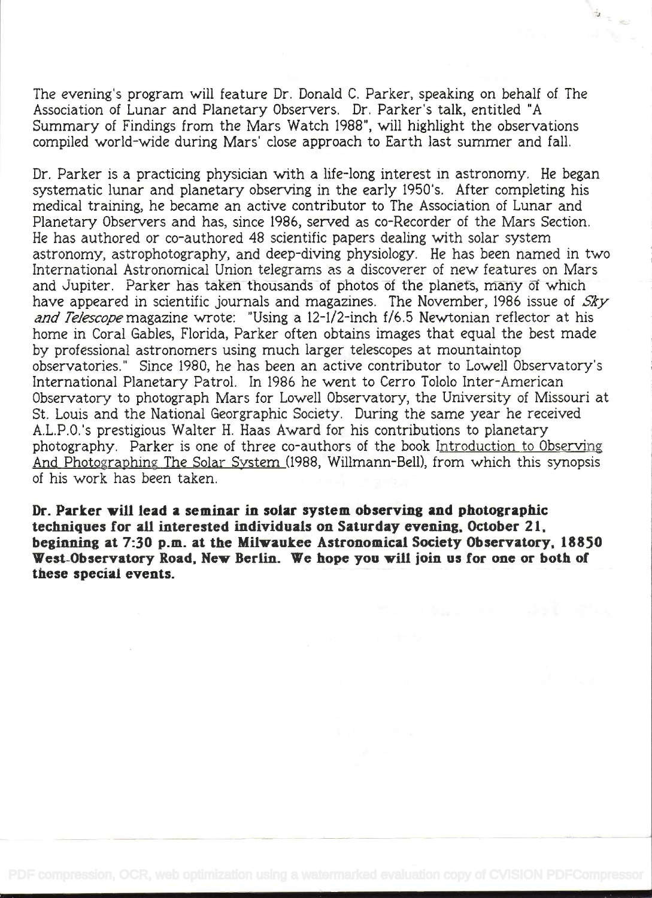The evening's program will feature Dr. Donald C. Parker, speaking on behalf of The Association of Lunar and Planetary Observers. Dr. Parker's talk, entitled "A Summary of Findings from the Mars Watch 1988", will highlight the observations compiled world-wide during Mars' close approach to Earth last summer and fall.

Dr. Parker is a practicing physician with a life-long interest in astronomy. He began systematic lunar and planetary observing in the early 1950's. After completing his medical training, he became an active contributor to The Association of Lunar and Planetary Observers and has, since 1986, served as co-Recorder of the Mars Section. He has authored or co-authored 48 scientific papers dealing with solar system astronomy, astrophotography, and deep-diving physiology. He has been named in two International Astronomical Union telegrams as a discoverer of new features on Mars and Jupiter. Parker has taken thousands of photos of the planets, many of which have appeared in scientific journals and magazines. The November, 1986 issue of *Sky and Telescope* magazine wrote: "Using a 12-1/2-inch f/6.5 Newtonian reflector at his home in Coral Gables, Florida, Parker often obtains images that equal the best made by professional astronomers using much larger telescopes at mountaintop observatories." Since 1980, he has been an active contributor to Lowell Observatory's International Planetary Patrol. In 1986 he went to Cerro Tololo Inter-American Observatory to photograph Mars for Lowell Observatory, the University of Missouri at St. Louis and the National Georgraphic Society. During the same year he received A.L.P.O.'s prestigious Walter H. Haas Award for his contributions to planetary photography. Parker is one of three co-authors of the book Introduction to Observing And Photographing The Solar System (1988, Willmann-Bell), from which this synopsis of his work has been taken.

**Dr. Parker will lead a seminar in solar system observing and photographic techniques for all interested individuals on Saturday evening, October 21, beginning at 7:30 p.m. at the Milwaukee Astronomical Society Observatory, 18850 West Observatory Road, New Berlin. We hope you will join us for one or both of these special events.**